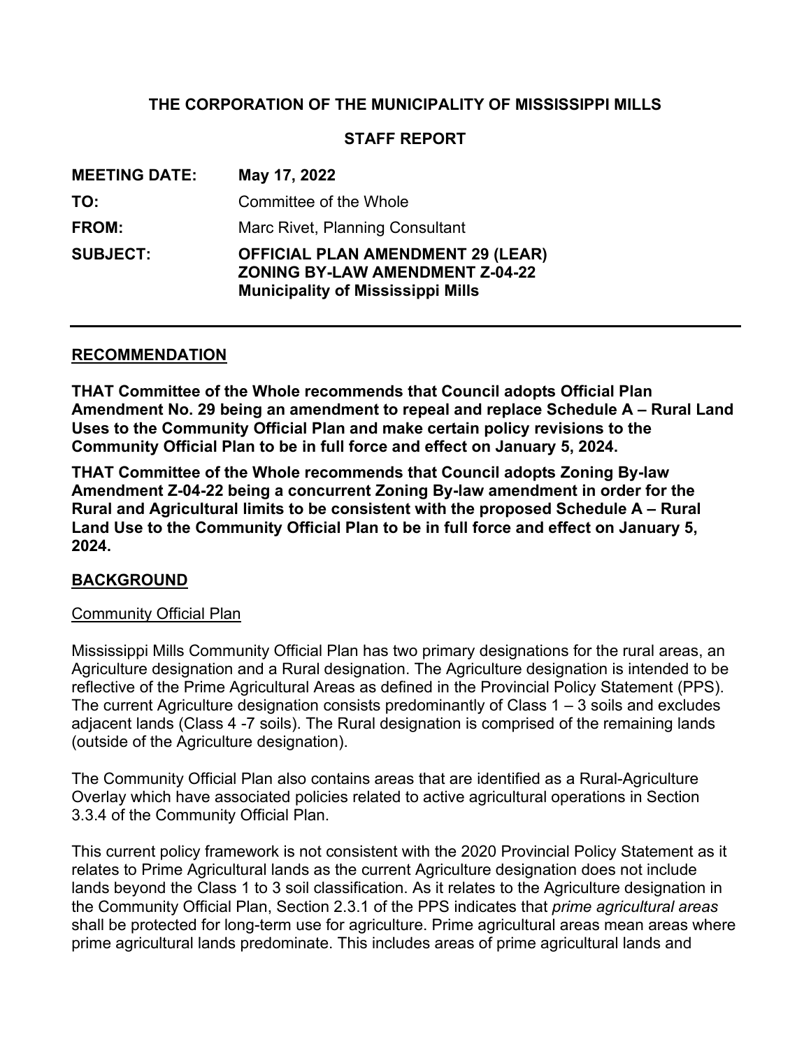**THE CORPORATION OF THE MUNICIPALITY OF MISSISSIPPI MILLS**

**STAFF REPORT**

| | |
|---|---|
| **MEETING DATE:** | **May 17, 2022** |
| **TO:** | Committee of the Whole |
| **FROM:** | Marc Rivet, Planning Consultant |
| **SUBJECT:** | **OFFICIAL PLAN AMENDMENT 29 (LEAR)**<br>**ZONING BY-LAW AMENDMENT Z-04-22**<br>**Municipality of Mississippi Mills** |

---

## RECOMMENDATION

**THAT Committee of the Whole recommends that Council adopts Official Plan Amendment No. 29 being an amendment to repeal and replace Schedule A – Rural Land Uses to the Community Official Plan and make certain policy revisions to the Community Official Plan to be in full force and effect on January 5, 2024.**

**THAT Committee of the Whole recommends that Council adopts Zoning By-law Amendment Z-04-22 being a concurrent Zoning By-law amendment in order for the Rural and Agricultural limits to be consistent with the proposed Schedule A – Rural Land Use to the Community Official Plan to be in full force and effect on January 5, 2024.**

## BACKGROUND

### Community Official Plan

Mississippi Mills Community Official Plan has two primary designations for the rural areas, an Agriculture designation and a Rural designation. The Agriculture designation is intended to be reflective of the Prime Agricultural Areas as defined in the Provincial Policy Statement (PPS). The current Agriculture designation consists predominantly of Class 1 – 3 soils and excludes adjacent lands (Class 4 -7 soils). The Rural designation is comprised of the remaining lands (outside of the Agriculture designation).

The Community Official Plan also contains areas that are identified as a Rural-Agriculture Overlay which have associated policies related to active agricultural operations in Section 3.3.4 of the Community Official Plan.

This current policy framework is not consistent with the 2020 Provincial Policy Statement as it relates to Prime Agricultural lands as the current Agriculture designation does not include lands beyond the Class 1 to 3 soil classification. As it relates to the Agriculture designation in the Community Official Plan, Section 2.3.1 of the PPS indicates that *prime agricultural areas* shall be protected for long-term use for agriculture. Prime agricultural areas mean areas where prime agricultural lands predominate. This includes areas of prime agricultural lands and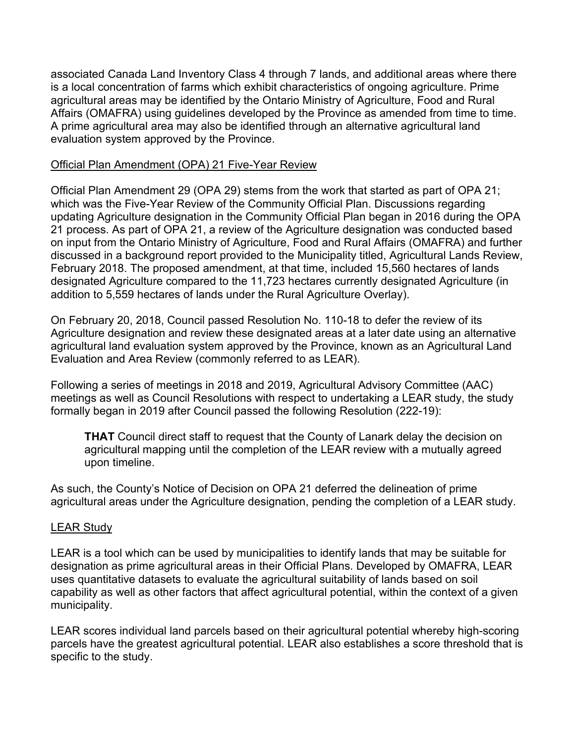associated Canada Land Inventory Class 4 through 7 lands, and additional areas where there is a local concentration of farms which exhibit characteristics of ongoing agriculture. Prime agricultural areas may be identified by the Ontario Ministry of Agriculture, Food and Rural Affairs (OMAFRA) using guidelines developed by the Province as amended from time to time. A prime agricultural area may also be identified through an alternative agricultural land evaluation system approved by the Province.

## Official Plan Amendment (OPA) 21 Five-Year Review

Official Plan Amendment 29 (OPA 29) stems from the work that started as part of OPA 21; which was the Five-Year Review of the Community Official Plan. Discussions regarding updating Agriculture designation in the Community Official Plan began in 2016 during the OPA 21 process. As part of OPA 21, a review of the Agriculture designation was conducted based on input from the Ontario Ministry of Agriculture, Food and Rural Affairs (OMAFRA) and further discussed in a background report provided to the Municipality titled, Agricultural Lands Review, February 2018. The proposed amendment, at that time, included 15,560 hectares of lands designated Agriculture compared to the 11,723 hectares currently designated Agriculture (in addition to 5,559 hectares of lands under the Rural Agriculture Overlay).

On February 20, 2018, Council passed Resolution No. 110-18 to defer the review of its Agriculture designation and review these designated areas at a later date using an alternative agricultural land evaluation system approved by the Province, known as an Agricultural Land Evaluation and Area Review (commonly referred to as LEAR).

Following a series of meetings in 2018 and 2019, Agricultural Advisory Committee (AAC) meetings as well as Council Resolutions with respect to undertaking a LEAR study, the study formally began in 2019 after Council passed the following Resolution (222-19):

> **THAT** Council direct staff to request that the County of Lanark delay the decision on agricultural mapping until the completion of the LEAR review with a mutually agreed upon timeline.

As such, the County's Notice of Decision on OPA 21 deferred the delineation of prime agricultural areas under the Agriculture designation, pending the completion of a LEAR study.

## LEAR Study

LEAR is a tool which can be used by municipalities to identify lands that may be suitable for designation as prime agricultural areas in their Official Plans. Developed by OMAFRA, LEAR uses quantitative datasets to evaluate the agricultural suitability of lands based on soil capability as well as other factors that affect agricultural potential, within the context of a given municipality.

LEAR scores individual land parcels based on their agricultural potential whereby high-scoring parcels have the greatest agricultural potential. LEAR also establishes a score threshold that is specific to the study.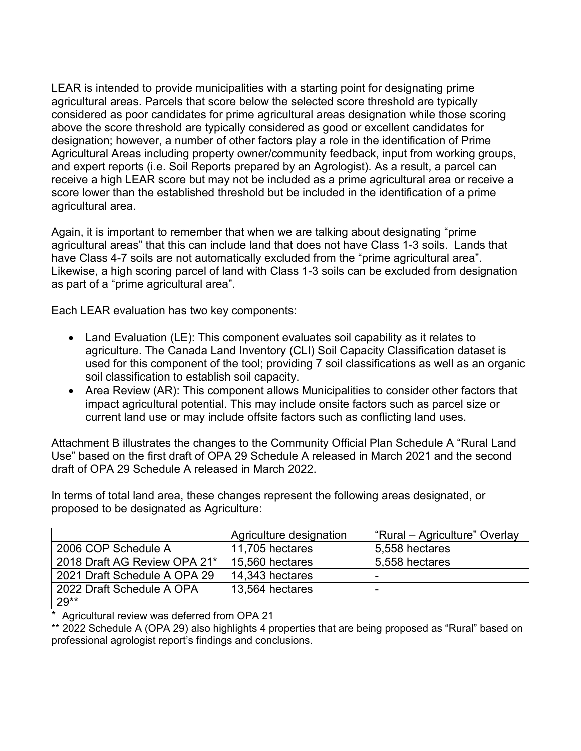LEAR is intended to provide municipalities with a starting point for designating prime agricultural areas. Parcels that score below the selected score threshold are typically considered as poor candidates for prime agricultural areas designation while those scoring above the score threshold are typically considered as good or excellent candidates for designation; however, a number of other factors play a role in the identification of Prime Agricultural Areas including property owner/community feedback, input from working groups, and expert reports (i.e. Soil Reports prepared by an Agrologist). As a result, a parcel can receive a high LEAR score but may not be included as a prime agricultural area or receive a score lower than the established threshold but be included in the identification of a prime agricultural area.

Again, it is important to remember that when we are talking about designating "prime agricultural areas" that this can include land that does not have Class 1-3 soils. Lands that have Class 4-7 soils are not automatically excluded from the "prime agricultural area". Likewise, a high scoring parcel of land with Class 1-3 soils can be excluded from designation as part of a "prime agricultural area".

Each LEAR evaluation has two key components:

- Land Evaluation (LE): This component evaluates soil capability as it relates to agriculture. The Canada Land Inventory (CLI) Soil Capacity Classification dataset is used for this component of the tool; providing 7 soil classifications as well as an organic soil classification to establish soil capacity.
- Area Review (AR): This component allows Municipalities to consider other factors that impact agricultural potential. This may include onsite factors such as parcel size or current land use or may include offsite factors such as conflicting land uses.

Attachment B illustrates the changes to the Community Official Plan Schedule A "Rural Land Use" based on the first draft of OPA 29 Schedule A released in March 2021 and the second draft of OPA 29 Schedule A released in March 2022.

In terms of total land area, these changes represent the following areas designated, or proposed to be designated as Agriculture:

| | Agriculture designation | "Rural – Agriculture" Overlay |
|---|---|---|
| 2006 COP Schedule A | 11,705 hectares | 5,558 hectares |
| 2018 Draft AG Review OPA 21* | 15,560 hectares | 5,558 hectares |
| 2021 Draft Schedule A OPA 29 | 14,343 hectares | - |
| 2022 Draft Schedule A OPA 29** | 13,564 hectares | - |

\* Agricultural review was deferred from OPA 21

** 2022 Schedule A (OPA 29) also highlights 4 properties that are being proposed as "Rural" based on professional agrologist report's findings and conclusions.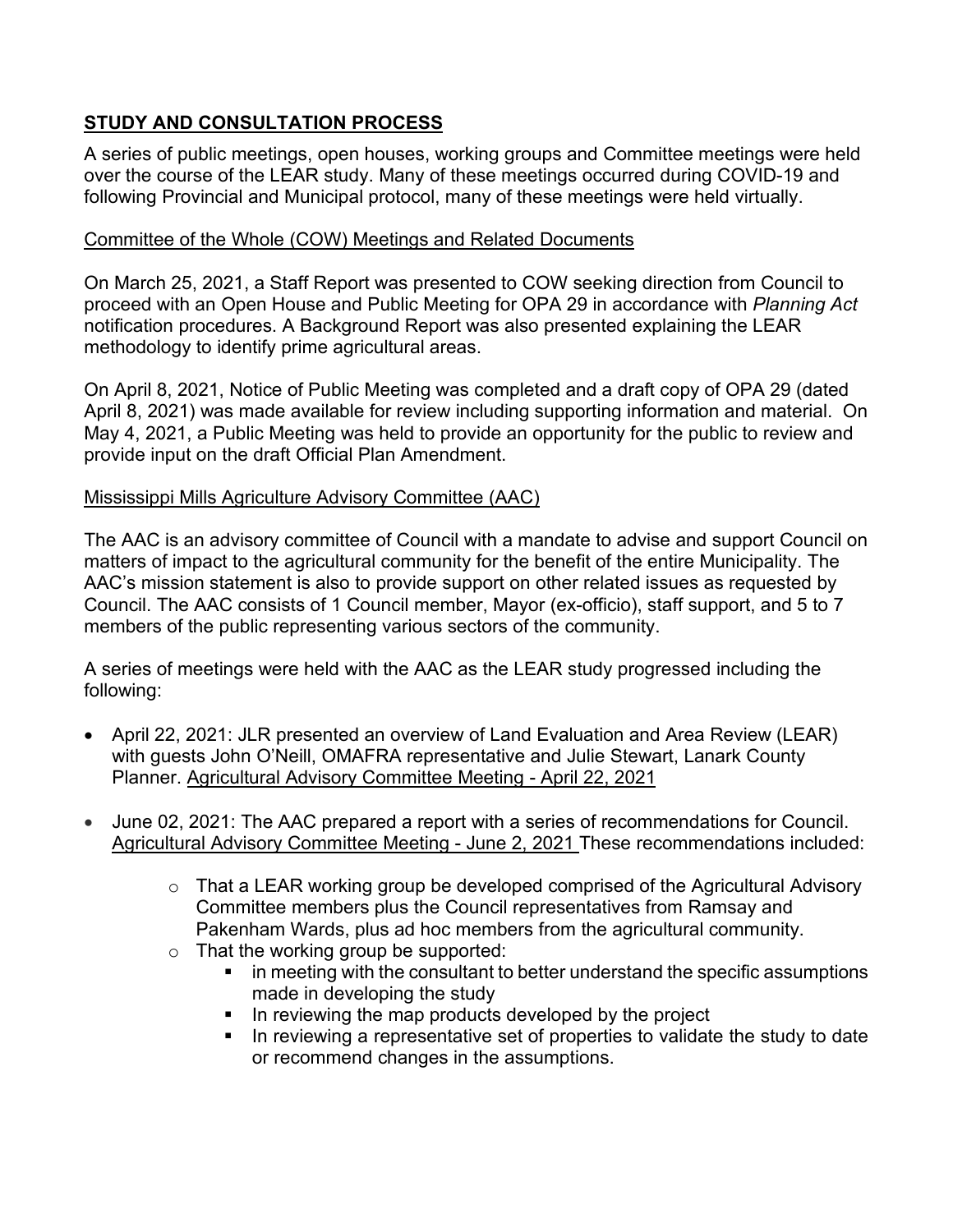## STUDY AND CONSULTATION PROCESS

A series of public meetings, open houses, working groups and Committee meetings were held over the course of the LEAR study. Many of these meetings occurred during COVID-19 and following Provincial and Municipal protocol, many of these meetings were held virtually.

### Committee of the Whole (COW) Meetings and Related Documents

On March 25, 2021, a Staff Report was presented to COW seeking direction from Council to proceed with an Open House and Public Meeting for OPA 29 in accordance with *Planning Act* notification procedures. A Background Report was also presented explaining the LEAR methodology to identify prime agricultural areas.

On April 8, 2021, Notice of Public Meeting was completed and a draft copy of OPA 29 (dated April 8, 2021) was made available for review including supporting information and material. On May 4, 2021, a Public Meeting was held to provide an opportunity for the public to review and provide input on the draft Official Plan Amendment.

### Mississippi Mills Agriculture Advisory Committee (AAC)

The AAC is an advisory committee of Council with a mandate to advise and support Council on matters of impact to the agricultural community for the benefit of the entire Municipality. The AAC's mission statement is also to provide support on other related issues as requested by Council. The AAC consists of 1 Council member, Mayor (ex-officio), staff support, and 5 to 7 members of the public representing various sectors of the community.

A series of meetings were held with the AAC as the LEAR study progressed including the following:

- April 22, 2021: JLR presented an overview of Land Evaluation and Area Review (LEAR) with guests John O'Neill, OMAFRA representative and Julie Stewart, Lanark County Planner. Agricultural Advisory Committee Meeting - April 22, 2021
- June 02, 2021: The AAC prepared a report with a series of recommendations for Council. Agricultural Advisory Committee Meeting - June 2, 2021 These recommendations included:
    - That a LEAR working group be developed comprised of the Agricultural Advisory Committee members plus the Council representatives from Ramsay and Pakenham Wards, plus ad hoc members from the agricultural community.
    - That the working group be supported:
        - in meeting with the consultant to better understand the specific assumptions made in developing the study
        - In reviewing the map products developed by the project
        - In reviewing a representative set of properties to validate the study to date or recommend changes in the assumptions.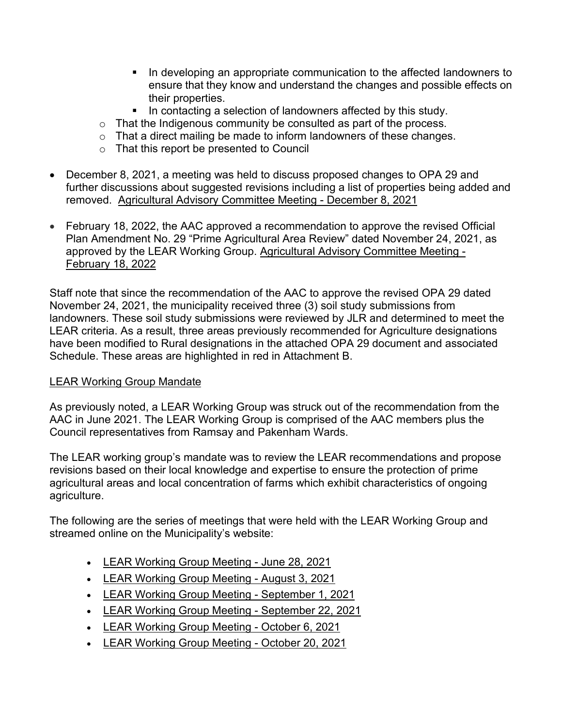- In developing an appropriate communication to the affected landowners to ensure that they know and understand the changes and possible effects on their properties.
        - In contacting a selection of landowners affected by this study.
    - That the Indigenous community be consulted as part of the process.
    - That a direct mailing be made to inform landowners of these changes.
    - That this report be presented to Council

- December 8, 2021, a meeting was held to discuss proposed changes to OPA 29 and further discussions about suggested revisions including a list of properties being added and removed. Agricultural Advisory Committee Meeting - December 8, 2021

- February 18, 2022, the AAC approved a recommendation to approve the revised Official Plan Amendment No. 29 "Prime Agricultural Area Review" dated November 24, 2021, as approved by the LEAR Working Group. Agricultural Advisory Committee Meeting - February 18, 2022

Staff note that since the recommendation of the AAC to approve the revised OPA 29 dated November 24, 2021, the municipality received three (3) soil study submissions from landowners. These soil study submissions were reviewed by JLR and determined to meet the LEAR criteria. As a result, three areas previously recommended for Agriculture designations have been modified to Rural designations in the attached OPA 29 document and associated Schedule. These areas are highlighted in red in Attachment B.

LEAR Working Group Mandate

As previously noted, a LEAR Working Group was struck out of the recommendation from the AAC in June 2021. The LEAR Working Group is comprised of the AAC members plus the Council representatives from Ramsay and Pakenham Wards.

The LEAR working group's mandate was to review the LEAR recommendations and propose revisions based on their local knowledge and expertise to ensure the protection of prime agricultural areas and local concentration of farms which exhibit characteristics of ongoing agriculture.

The following are the series of meetings that were held with the LEAR Working Group and streamed online on the Municipality's website:

- LEAR Working Group Meeting - June 28, 2021
- LEAR Working Group Meeting - August 3, 2021
- LEAR Working Group Meeting - September 1, 2021
- LEAR Working Group Meeting - September 22, 2021
- LEAR Working Group Meeting - October 6, 2021
- LEAR Working Group Meeting - October 20, 2021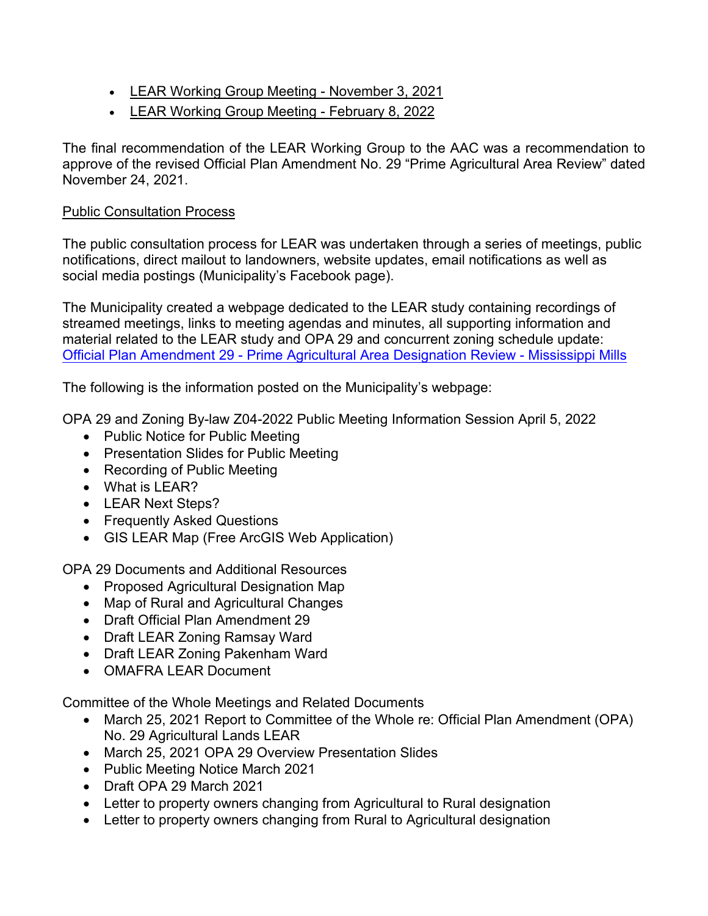- LEAR Working Group Meeting - November 3, 2021
- LEAR Working Group Meeting - February 8, 2022

The final recommendation of the LEAR Working Group to the AAC was a recommendation to approve of the revised Official Plan Amendment No. 29 "Prime Agricultural Area Review" dated November 24, 2021.

Public Consultation Process

The public consultation process for LEAR was undertaken through a series of meetings, public notifications, direct mailout to landowners, website updates, email notifications as well as social media postings (Municipality's Facebook page).

The Municipality created a webpage dedicated to the LEAR study containing recordings of streamed meetings, links to meeting agendas and minutes, all supporting information and material related to the LEAR study and OPA 29 and concurrent zoning schedule update: Official Plan Amendment 29 - Prime Agricultural Area Designation Review - Mississippi Mills

The following is the information posted on the Municipality's webpage:

OPA 29 and Zoning By-law Z04-2022 Public Meeting Information Session April 5, 2022

- Public Notice for Public Meeting
- Presentation Slides for Public Meeting
- Recording of Public Meeting
- What is LEAR?
- LEAR Next Steps?
- Frequently Asked Questions
- GIS LEAR Map (Free ArcGIS Web Application)

OPA 29 Documents and Additional Resources

- Proposed Agricultural Designation Map
- Map of Rural and Agricultural Changes
- Draft Official Plan Amendment 29
- Draft LEAR Zoning Ramsay Ward
- Draft LEAR Zoning Pakenham Ward
- OMAFRA LEAR Document

Committee of the Whole Meetings and Related Documents

- March 25, 2021 Report to Committee of the Whole re: Official Plan Amendment (OPA) No. 29 Agricultural Lands LEAR
- March 25, 2021 OPA 29 Overview Presentation Slides
- Public Meeting Notice March 2021
- Draft OPA 29 March 2021
- Letter to property owners changing from Agricultural to Rural designation
- Letter to property owners changing from Rural to Agricultural designation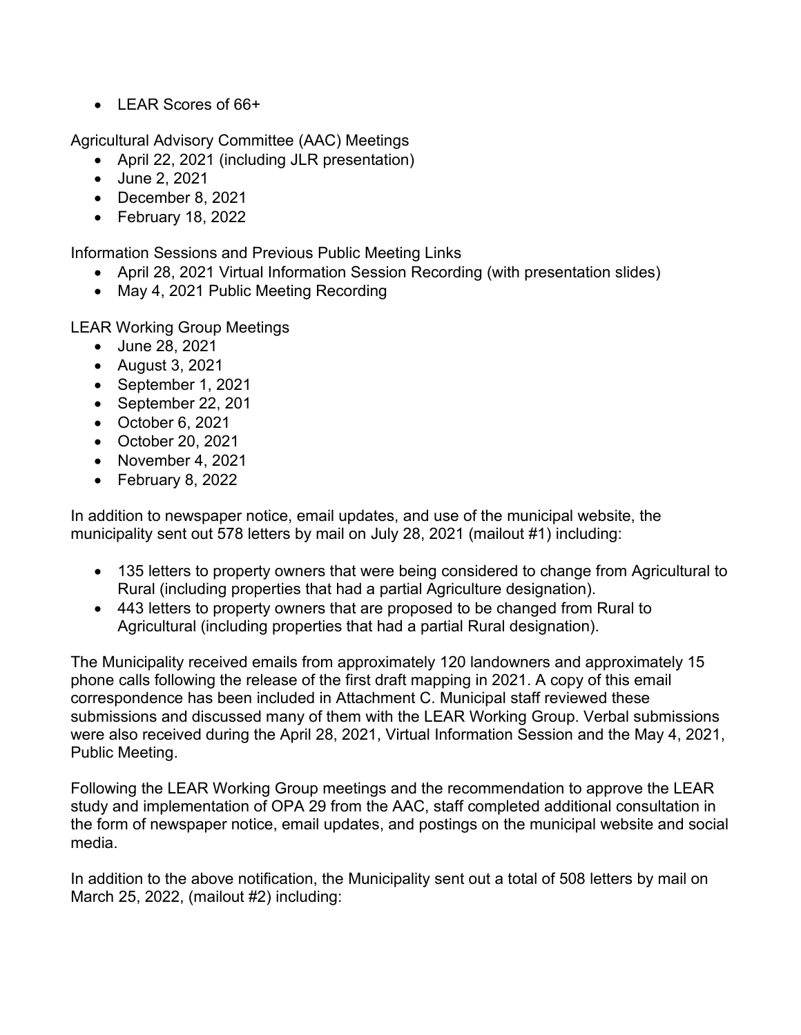- LEAR Scores of 66+

Agricultural Advisory Committee (AAC) Meetings

- April 22, 2021 (including JLR presentation)
- June 2, 2021
- December 8, 2021
- February 18, 2022

Information Sessions and Previous Public Meeting Links

- April 28, 2021 Virtual Information Session Recording (with presentation slides)
- May 4, 2021 Public Meeting Recording

LEAR Working Group Meetings

- June 28, 2021
- August 3, 2021
- September 1, 2021
- September 22, 201
- October 6, 2021
- October 20, 2021
- November 4, 2021
- February 8, 2022

In addition to newspaper notice, email updates, and use of the municipal website, the municipality sent out 578 letters by mail on July 28, 2021 (mailout #1) including:

- 135 letters to property owners that were being considered to change from Agricultural to Rural (including properties that had a partial Agriculture designation).
- 443 letters to property owners that are proposed to be changed from Rural to Agricultural (including properties that had a partial Rural designation).

The Municipality received emails from approximately 120 landowners and approximately 15 phone calls following the release of the first draft mapping in 2021. A copy of this email correspondence has been included in Attachment C. Municipal staff reviewed these submissions and discussed many of them with the LEAR Working Group. Verbal submissions were also received during the April 28, 2021, Virtual Information Session and the May 4, 2021, Public Meeting.

Following the LEAR Working Group meetings and the recommendation to approve the LEAR study and implementation of OPA 29 from the AAC, staff completed additional consultation in the form of newspaper notice, email updates, and postings on the municipal website and social media.

In addition to the above notification, the Municipality sent out a total of 508 letters by mail on March 25, 2022, (mailout #2) including: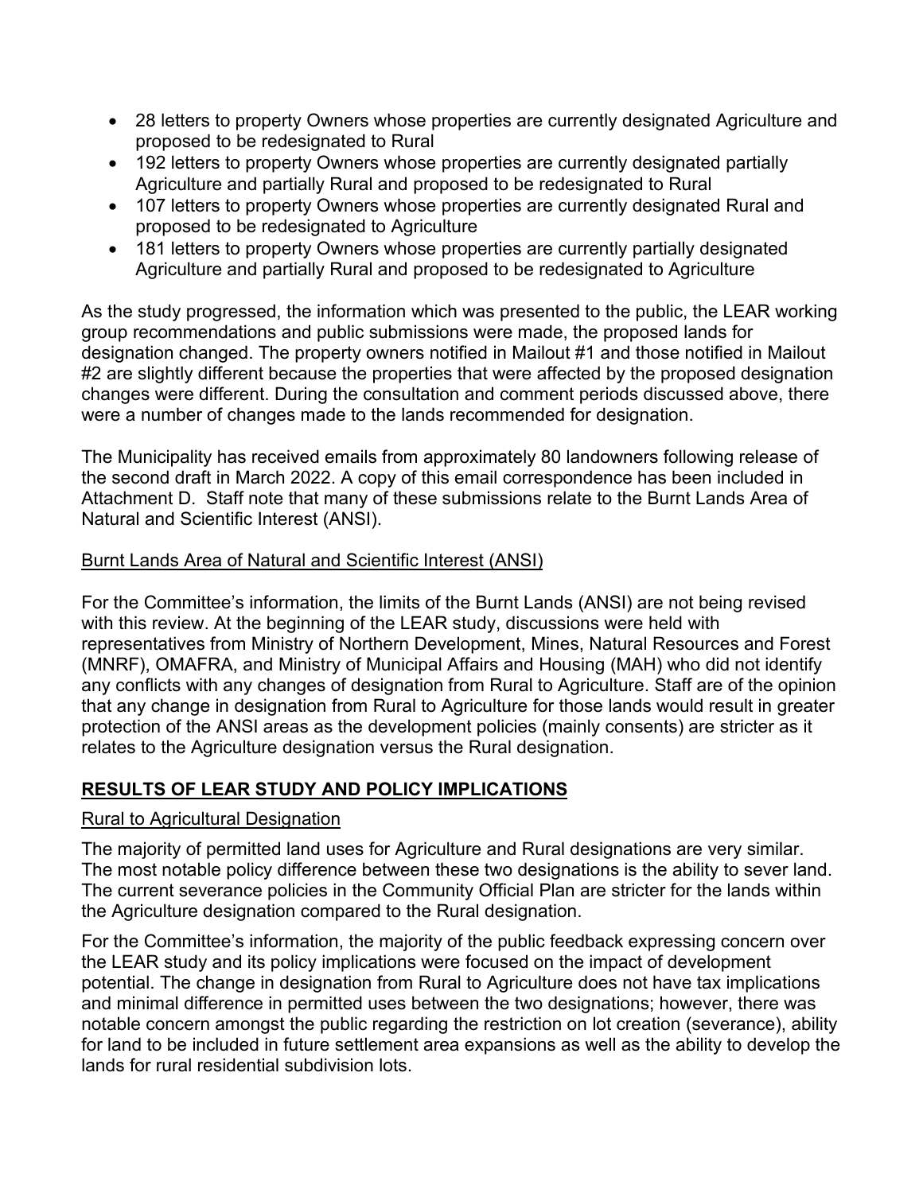- 28 letters to property Owners whose properties are currently designated Agriculture and proposed to be redesignated to Rural
- 192 letters to property Owners whose properties are currently designated partially Agriculture and partially Rural and proposed to be redesignated to Rural
- 107 letters to property Owners whose properties are currently designated Rural and proposed to be redesignated to Agriculture
- 181 letters to property Owners whose properties are currently partially designated Agriculture and partially Rural and proposed to be redesignated to Agriculture

As the study progressed, the information which was presented to the public, the LEAR working group recommendations and public submissions were made, the proposed lands for designation changed. The property owners notified in Mailout #1 and those notified in Mailout #2 are slightly different because the properties that were affected by the proposed designation changes were different. During the consultation and comment periods discussed above, there were a number of changes made to the lands recommended for designation.

The Municipality has received emails from approximately 80 landowners following release of the second draft in March 2022. A copy of this email correspondence has been included in Attachment D. Staff note that many of these submissions relate to the Burnt Lands Area of Natural and Scientific Interest (ANSI).

<u>Burnt Lands Area of Natural and Scientific Interest (ANSI)</u>

For the Committee's information, the limits of the Burnt Lands (ANSI) are not being revised with this review. At the beginning of the LEAR study, discussions were held with representatives from Ministry of Northern Development, Mines, Natural Resources and Forest (MNRF), OMAFRA, and Ministry of Municipal Affairs and Housing (MAH) who did not identify any conflicts with any changes of designation from Rural to Agriculture. Staff are of the opinion that any change in designation from Rural to Agriculture for those lands would result in greater protection of the ANSI areas as the development policies (mainly consents) are stricter as it relates to the Agriculture designation versus the Rural designation.

## RESULTS OF LEAR STUDY AND POLICY IMPLICATIONS

<u>Rural to Agricultural Designation</u>

The majority of permitted land uses for Agriculture and Rural designations are very similar. The most notable policy difference between these two designations is the ability to sever land. The current severance policies in the Community Official Plan are stricter for the lands within the Agriculture designation compared to the Rural designation.

For the Committee's information, the majority of the public feedback expressing concern over the LEAR study and its policy implications were focused on the impact of development potential. The change in designation from Rural to Agriculture does not have tax implications and minimal difference in permitted uses between the two designations; however, there was notable concern amongst the public regarding the restriction on lot creation (severance), ability for land to be included in future settlement area expansions as well as the ability to develop the lands for rural residential subdivision lots.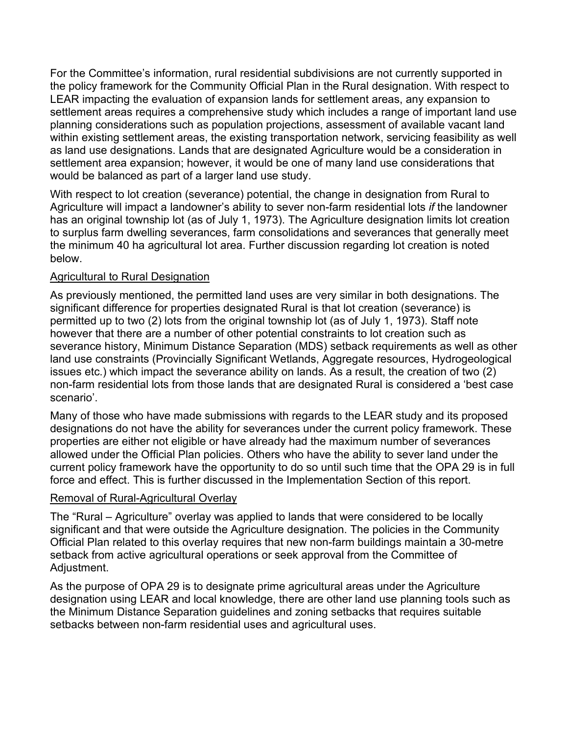For the Committee's information, rural residential subdivisions are not currently supported in the policy framework for the Community Official Plan in the Rural designation. With respect to LEAR impacting the evaluation of expansion lands for settlement areas, any expansion to settlement areas requires a comprehensive study which includes a range of important land use planning considerations such as population projections, assessment of available vacant land within existing settlement areas, the existing transportation network, servicing feasibility as well as land use designations. Lands that are designated Agriculture would be a consideration in settlement area expansion; however, it would be one of many land use considerations that would be balanced as part of a larger land use study.

With respect to lot creation (severance) potential, the change in designation from Rural to Agriculture will impact a landowner's ability to sever non-farm residential lots *if* the landowner has an original township lot (as of July 1, 1973). The Agriculture designation limits lot creation to surplus farm dwelling severances, farm consolidations and severances that generally meet the minimum 40 ha agricultural lot area. Further discussion regarding lot creation is noted below.

<u>Agricultural to Rural Designation</u>

As previously mentioned, the permitted land uses are very similar in both designations. The significant difference for properties designated Rural is that lot creation (severance) is permitted up to two (2) lots from the original township lot (as of July 1, 1973). Staff note however that there are a number of other potential constraints to lot creation such as severance history, Minimum Distance Separation (MDS) setback requirements as well as other land use constraints (Provincially Significant Wetlands, Aggregate resources, Hydrogeological issues etc.) which impact the severance ability on lands. As a result, the creation of two (2) non-farm residential lots from those lands that are designated Rural is considered a 'best case scenario'.

Many of those who have made submissions with regards to the LEAR study and its proposed designations do not have the ability for severances under the current policy framework. These properties are either not eligible or have already had the maximum number of severances allowed under the Official Plan policies. Others who have the ability to sever land under the current policy framework have the opportunity to do so until such time that the OPA 29 is in full force and effect. This is further discussed in the Implementation Section of this report.

<u>Removal of Rural-Agricultural Overlay</u>

The "Rural – Agriculture" overlay was applied to lands that were considered to be locally significant and that were outside the Agriculture designation. The policies in the Community Official Plan related to this overlay requires that new non-farm buildings maintain a 30-metre setback from active agricultural operations or seek approval from the Committee of Adjustment.

As the purpose of OPA 29 is to designate prime agricultural areas under the Agriculture designation using LEAR and local knowledge, there are other land use planning tools such as the Minimum Distance Separation guidelines and zoning setbacks that requires suitable setbacks between non-farm residential uses and agricultural uses.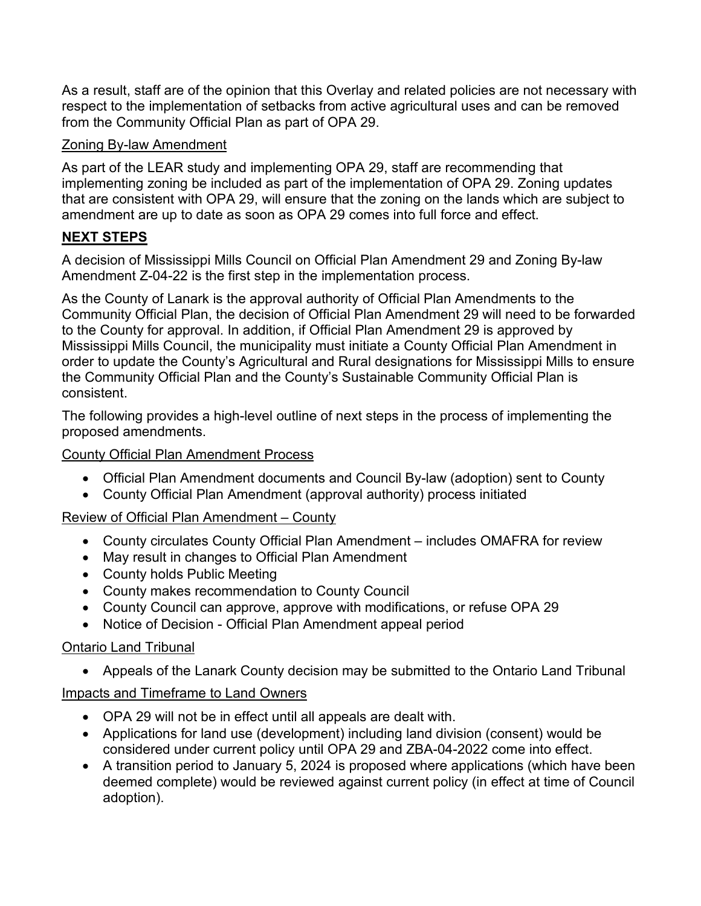As a result, staff are of the opinion that this Overlay and related policies are not necessary with respect to the implementation of setbacks from active agricultural uses and can be removed from the Community Official Plan as part of OPA 29.

Zoning By-law Amendment

As part of the LEAR study and implementing OPA 29, staff are recommending that implementing zoning be included as part of the implementation of OPA 29. Zoning updates that are consistent with OPA 29, will ensure that the zoning on the lands which are subject to amendment are up to date as soon as OPA 29 comes into full force and effect.

## NEXT STEPS

A decision of Mississippi Mills Council on Official Plan Amendment 29 and Zoning By-law Amendment Z-04-22 is the first step in the implementation process.

As the County of Lanark is the approval authority of Official Plan Amendments to the Community Official Plan, the decision of Official Plan Amendment 29 will need to be forwarded to the County for approval. In addition, if Official Plan Amendment 29 is approved by Mississippi Mills Council, the municipality must initiate a County Official Plan Amendment in order to update the County's Agricultural and Rural designations for Mississippi Mills to ensure the Community Official Plan and the County's Sustainable Community Official Plan is consistent.

The following provides a high-level outline of next steps in the process of implementing the proposed amendments.

County Official Plan Amendment Process

- Official Plan Amendment documents and Council By-law (adoption) sent to County
- County Official Plan Amendment (approval authority) process initiated

Review of Official Plan Amendment – County

- County circulates County Official Plan Amendment – includes OMAFRA for review
- May result in changes to Official Plan Amendment
- County holds Public Meeting
- County makes recommendation to County Council
- County Council can approve, approve with modifications, or refuse OPA 29
- Notice of Decision - Official Plan Amendment appeal period

Ontario Land Tribunal

- Appeals of the Lanark County decision may be submitted to the Ontario Land Tribunal

Impacts and Timeframe to Land Owners

- OPA 29 will not be in effect until all appeals are dealt with.
- Applications for land use (development) including land division (consent) would be considered under current policy until OPA 29 and ZBA-04-2022 come into effect.
- A transition period to January 5, 2024 is proposed where applications (which have been deemed complete) would be reviewed against current policy (in effect at time of Council adoption).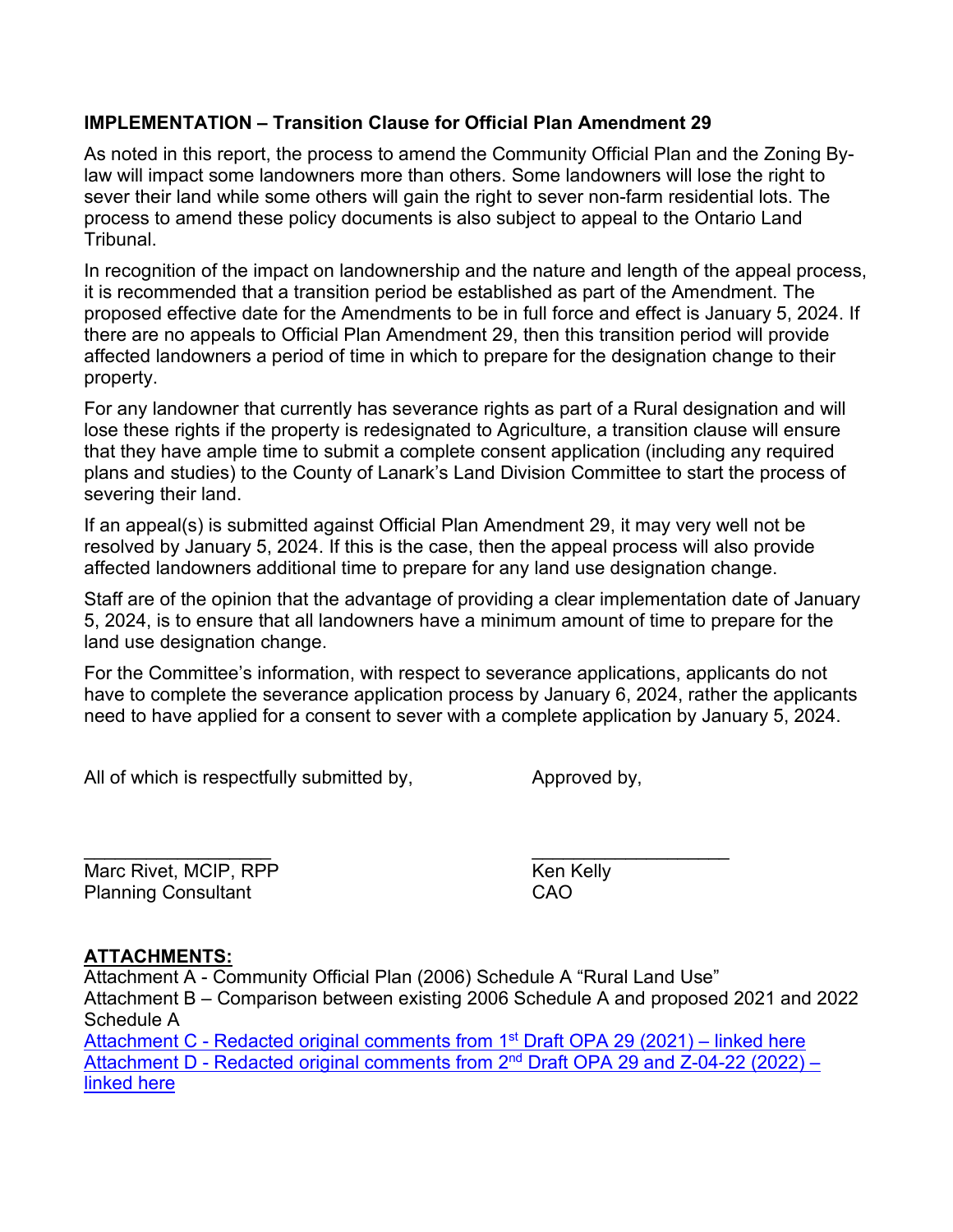**IMPLEMENTATION – Transition Clause for Official Plan Amendment 29**

As noted in this report, the process to amend the Community Official Plan and the Zoning By-law will impact some landowners more than others. Some landowners will lose the right to sever their land while some others will gain the right to sever non-farm residential lots. The process to amend these policy documents is also subject to appeal to the Ontario Land Tribunal.

In recognition of the impact on landownership and the nature and length of the appeal process, it is recommended that a transition period be established as part of the Amendment. The proposed effective date for the Amendments to be in full force and effect is January 5, 2024. If there are no appeals to Official Plan Amendment 29, then this transition period will provide affected landowners a period of time in which to prepare for the designation change to their property.

For any landowner that currently has severance rights as part of a Rural designation and will lose these rights if the property is redesignated to Agriculture, a transition clause will ensure that they have ample time to submit a complete consent application (including any required plans and studies) to the County of Lanark's Land Division Committee to start the process of severing their land.

If an appeal(s) is submitted against Official Plan Amendment 29, it may very well not be resolved by January 5, 2024. If this is the case, then the appeal process will also provide affected landowners additional time to prepare for any land use designation change.

Staff are of the opinion that the advantage of providing a clear implementation date of January 5, 2024, is to ensure that all landowners have a minimum amount of time to prepare for the land use designation change.

For the Committee's information, with respect to severance applications, applicants do not have to complete the severance application process by January 6, 2024, rather the applicants need to have applied for a consent to sever with a complete application by January 5, 2024.

All of which is respectfully submitted by,

\_\_\_\_\_\_\_\_\_\_\_\_\_\_\_\_\_\_
Marc Rivet, MCIP, RPP
Planning Consultant

Approved by,

\_\_\_\_\_\_\_\_\_\_\_\_\_\_\_\_\_\_
Ken Kelly
CAO

**ATTACHMENTS:**

Attachment A - Community Official Plan (2006) Schedule A "Rural Land Use"
Attachment B – Comparison between existing 2006 Schedule A and proposed 2021 and 2022 Schedule A
Attachment C - Redacted original comments from 1st Draft OPA 29 (2021) – linked here
Attachment D - Redacted original comments from 2nd Draft OPA 29 and Z-04-22 (2022) – linked here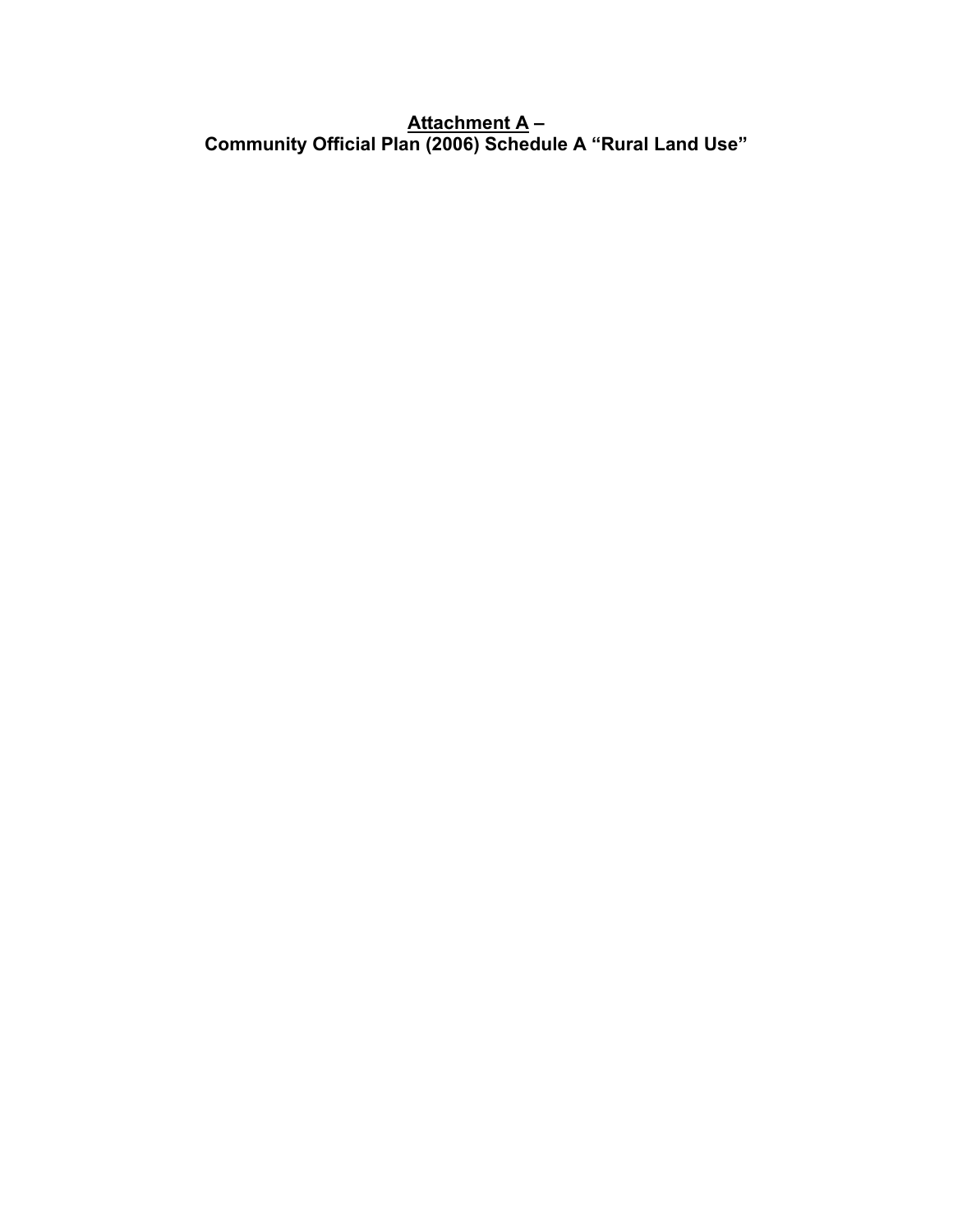**<u>Attachment A</u> –
Community Official Plan (2006) Schedule A "Rural Land Use"**